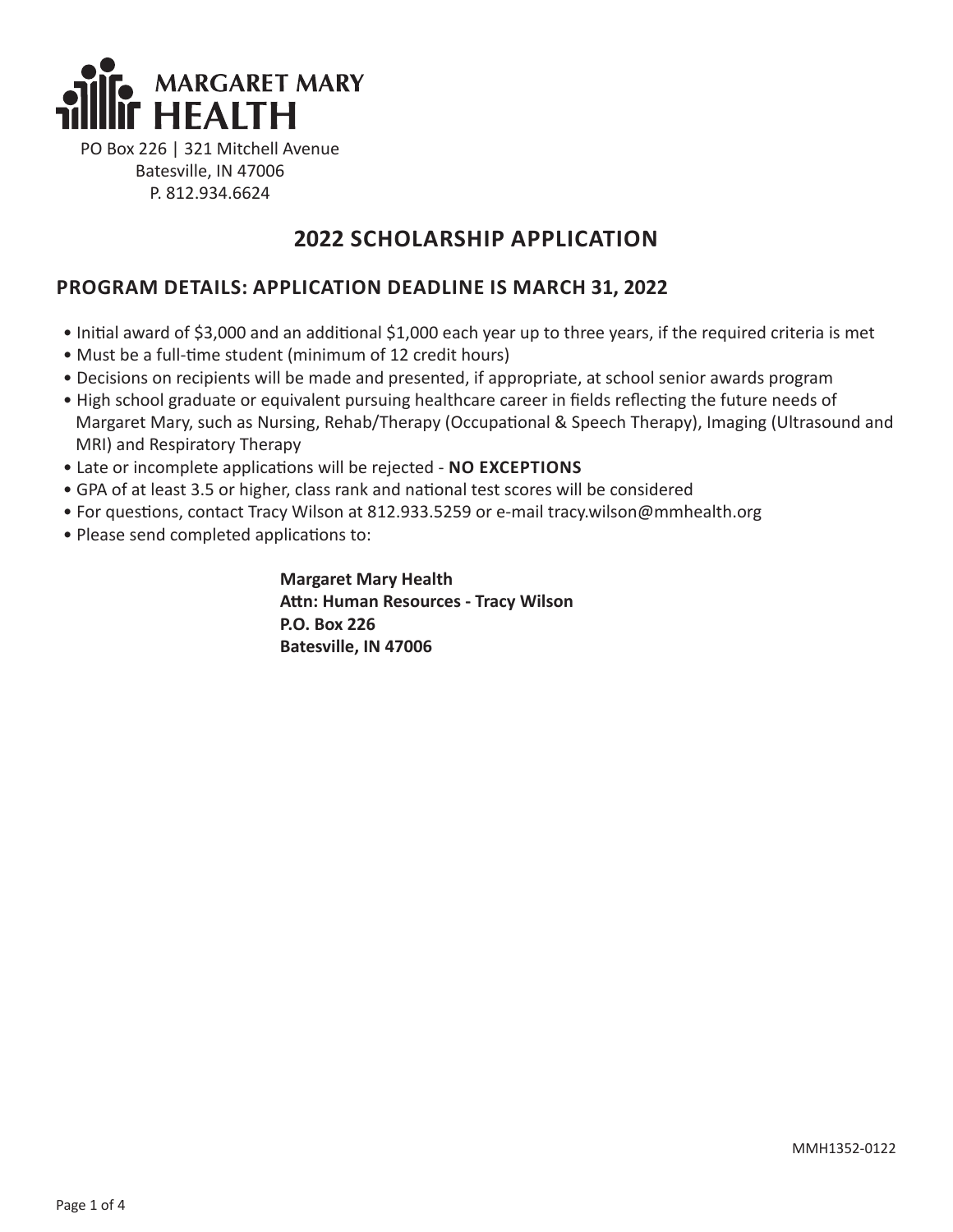**MARGARET MARY HEALTH**

PO Box 226 | 321 Mitchell Avenue
Batesville, IN 47006
P. 812.934.6624

# 2022 SCHOLARSHIP APPLICATION

## PROGRAM DETAILS: APPLICATION DEADLINE IS MARCH 31, 2022

- Initial award of $3,000 and an additional $1,000 each year up to three years, if the required criteria is met
- Must be a full-time student (minimum of 12 credit hours)
- Decisions on recipients will be made and presented, if appropriate, at school senior awards program
- High school graduate or equivalent pursuing healthcare career in fields reflecting the future needs of Margaret Mary, such as Nursing, Rehab/Therapy (Occupational & Speech Therapy), Imaging (Ultrasound and MRI) and Respiratory Therapy
- Late or incomplete applications will be rejected - **NO EXCEPTIONS**
- GPA of at least 3.5 or higher, class rank and national test scores will be considered
- For questions, contact Tracy Wilson at 812.933.5259 or e-mail tracy.wilson@mmhealth.org
- Please send completed applications to:

**Margaret Mary Health**
**Attn: Human Resources - Tracy Wilson**
**P.O. Box 226**
**Batesville, IN 47006**

MMH1352-0122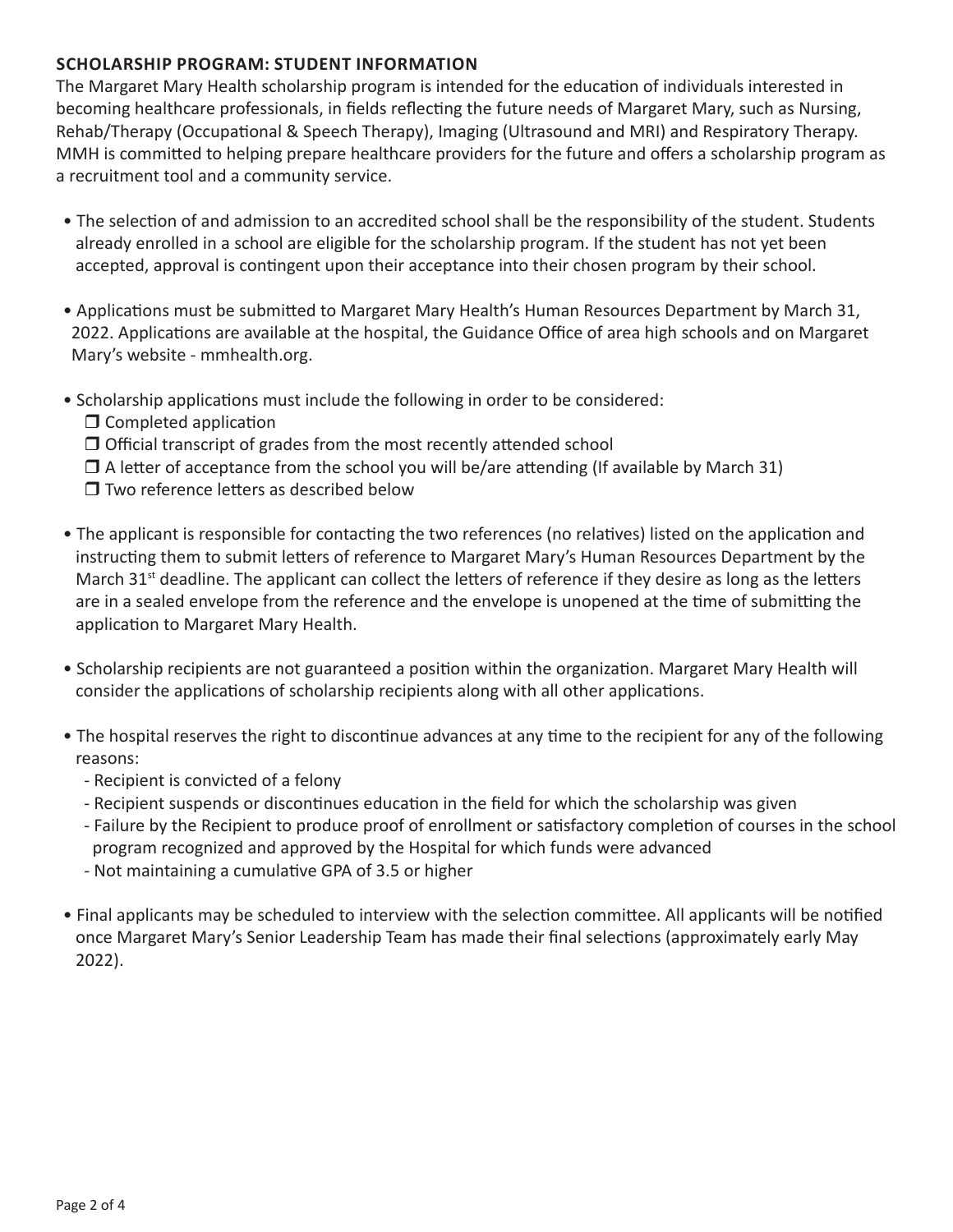## SCHOLARSHIP PROGRAM: STUDENT INFORMATION

The Margaret Mary Health scholarship program is intended for the education of individuals interested in becoming healthcare professionals, in fields reflecting the future needs of Margaret Mary, such as Nursing, Rehab/Therapy (Occupational & Speech Therapy), Imaging (Ultrasound and MRI) and Respiratory Therapy. MMH is committed to helping prepare healthcare providers for the future and offers a scholarship program as a recruitment tool and a community service.

- The selection of and admission to an accredited school shall be the responsibility of the student. Students already enrolled in a school are eligible for the scholarship program. If the student has not yet been accepted, approval is contingent upon their acceptance into their chosen program by their school.
- Applications must be submitted to Margaret Mary Health's Human Resources Department by March 31, 2022. Applications are available at the hospital, the Guidance Office of area high schools and on Margaret Mary's website - mmhealth.org.
- Scholarship applications must include the following in order to be considered:
  - ☐ Completed application
  - ☐ Official transcript of grades from the most recently attended school
  - ☐ A letter of acceptance from the school you will be/are attending (If available by March 31)
  - ☐ Two reference letters as described below
- The applicant is responsible for contacting the two references (no relatives) listed on the application and instructing them to submit letters of reference to Margaret Mary's Human Resources Department by the March 31st deadline. The applicant can collect the letters of reference if they desire as long as the letters are in a sealed envelope from the reference and the envelope is unopened at the time of submitting the application to Margaret Mary Health.
- Scholarship recipients are not guaranteed a position within the organization. Margaret Mary Health will consider the applications of scholarship recipients along with all other applications.
- The hospital reserves the right to discontinue advances at any time to the recipient for any of the following reasons:
  - Recipient is convicted of a felony
  - Recipient suspends or discontinues education in the field for which the scholarship was given
  - Failure by the Recipient to produce proof of enrollment or satisfactory completion of courses in the school program recognized and approved by the Hospital for which funds were advanced
  - Not maintaining a cumulative GPA of 3.5 or higher
- Final applicants may be scheduled to interview with the selection committee. All applicants will be notified once Margaret Mary's Senior Leadership Team has made their final selections (approximately early May 2022).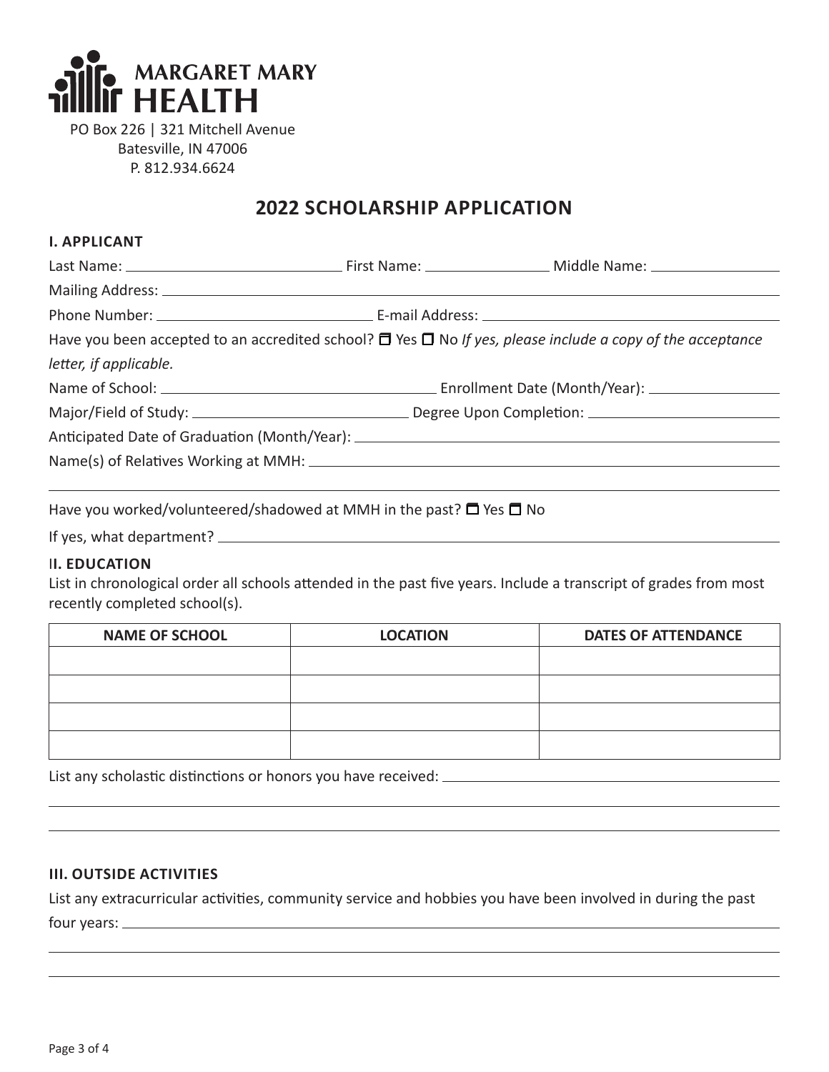**MARGARET MARY HEALTH**

PO Box 226 | 321 Mitchell Avenue
Batesville, IN 47006
P. 812.934.6624

# 2022 SCHOLARSHIP APPLICATION

## I. APPLICANT

Last Name: ______________________ First Name: ______________ Middle Name: ______________

Mailing Address: ____________________________________________________________

Phone Number: ______________________ E-mail Address: ______________________________

Have you been accepted to an accredited school? ☐ Yes ☐ No *If yes, please include a copy of the acceptance letter, if applicable.*

Name of School: ____________________________ Enrollment Date (Month/Year): ______________

Major/Field of Study: ______________________ Degree Upon Completion: ____________________

Anticipated Date of Graduation (Month/Year): ____________________________________________

Name(s) of Relatives Working at MMH: ____________________________________________

____________________________________________________________________________

Have you worked/volunteered/shadowed at MMH in the past? ☐ Yes ☐ No

If yes, what department? ____________________________________________________________

## II. EDUCATION

List in chronological order all schools attended in the past five years. Include a transcript of grades from most recently completed school(s).

| NAME OF SCHOOL | LOCATION | DATES OF ATTENDANCE |
|---|---|---|
| | | |
| | | |
| | | |
| | | |

List any scholastic distinctions or honors you have received: ____________________________________

____________________________________________________________________________

____________________________________________________________________________

## III. OUTSIDE ACTIVITIES

List any extracurricular activities, community service and hobbies you have been involved in during the past four years: ____________________________________________________________

____________________________________________________________________________

____________________________________________________________________________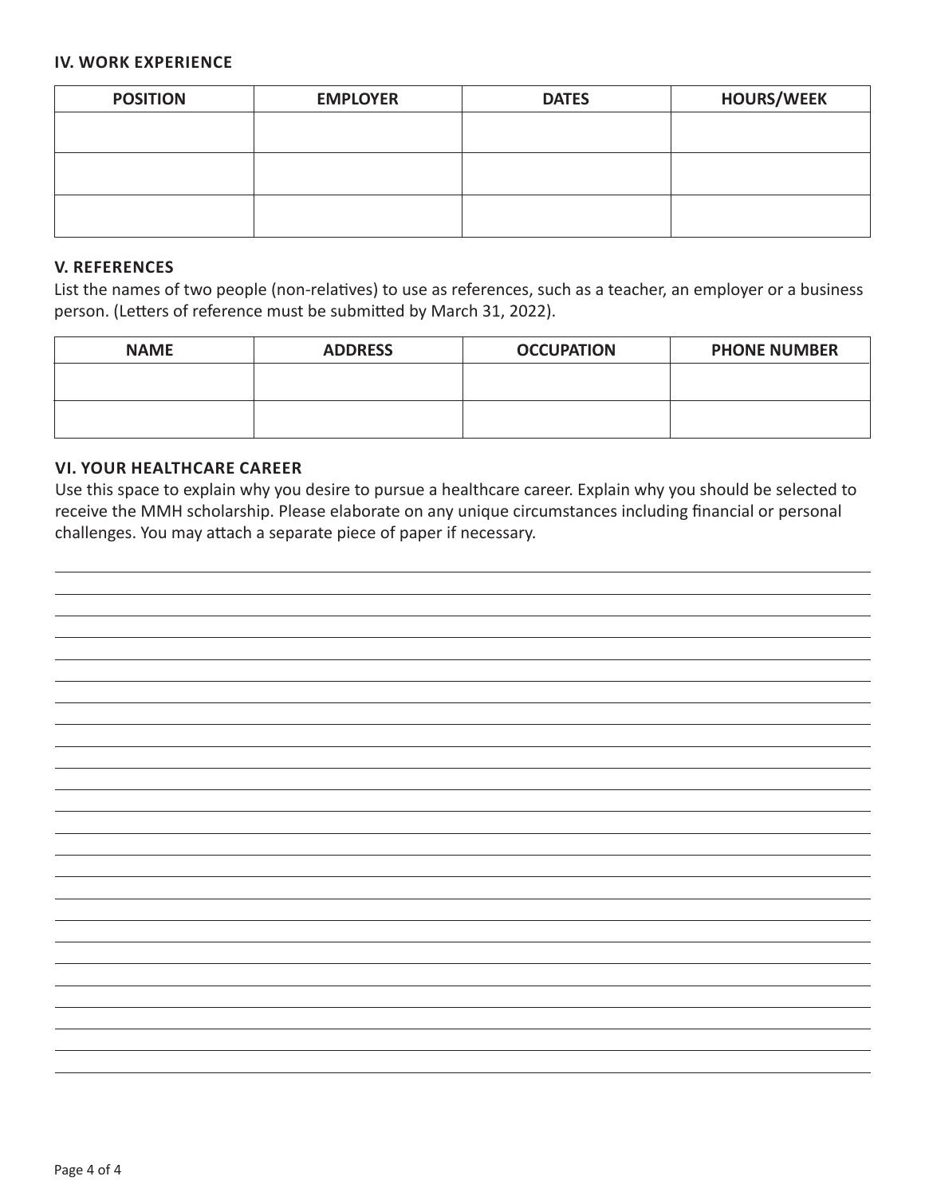### IV. WORK EXPERIENCE

| POSITION | EMPLOYER | DATES | HOURS/WEEK |
|---|---|---|---|
| | | | |
| | | | |
| | | | |

### V. REFERENCES

List the names of two people (non-relatives) to use as references, such as a teacher, an employer or a business person. (Letters of reference must be submitted by March 31, 2022).

| NAME | ADDRESS | OCCUPATION | PHONE NUMBER |
|---|---|---|---|
| | | | |
| | | | |

### VI. YOUR HEALTHCARE CAREER

Use this space to explain why you desire to pursue a healthcare career. Explain why you should be selected to receive the MMH scholarship. Please elaborate on any unique circumstances including financial or personal challenges. You may attach a separate piece of paper if necessary.